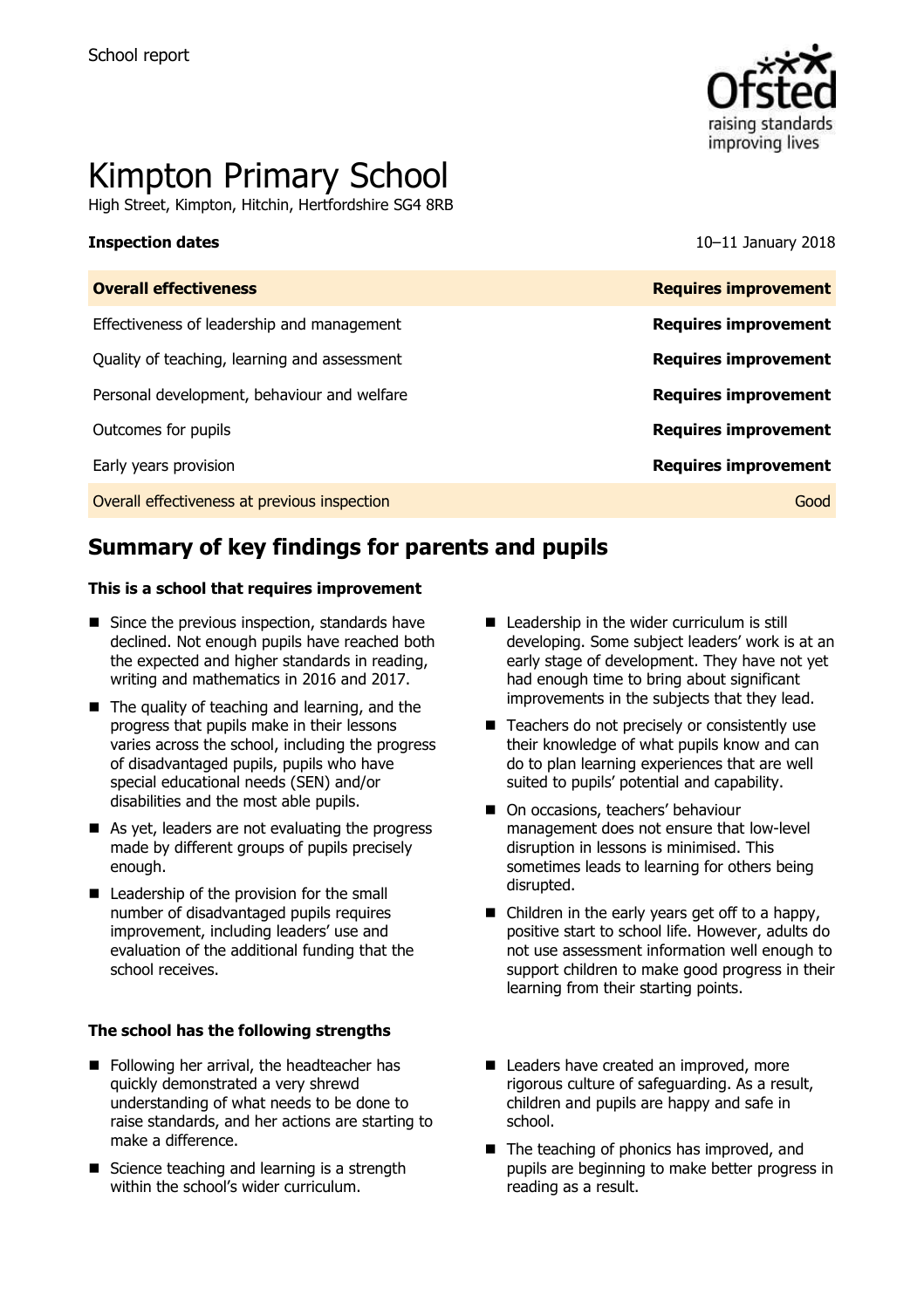School report

# Kimpton Primary School

High Street, Kimpton, Hitchin, Hertfordshire SG4 8RB

| **Inspection dates** | 10–11 January 2018 |
| --- | --- |
| **Overall effectiveness** | **Requires improvement** |
| Effectiveness of leadership and management | **Requires improvement** |
| Quality of teaching, learning and assessment | **Requires improvement** |
| Personal development, behaviour and welfare | **Requires improvement** |
| Outcomes for pupils | **Requires improvement** |
| Early years provision | **Requires improvement** |
| Overall effectiveness at previous inspection | Good |

## Summary of key findings for parents and pupils

**This is a school that requires improvement**

- Since the previous inspection, standards have declined. Not enough pupils have reached both the expected and higher standards in reading, writing and mathematics in 2016 and 2017.
- The quality of teaching and learning, and the progress that pupils make in their lessons varies across the school, including the progress of disadvantaged pupils, pupils who have special educational needs (SEN) and/or disabilities and the most able pupils.
- As yet, leaders are not evaluating the progress made by different groups of pupils precisely enough.
- Leadership of the provision for the small number of disadvantaged pupils requires improvement, including leaders' use and evaluation of the additional funding that the school receives.
- Leadership in the wider curriculum is still developing. Some subject leaders' work is at an early stage of development. They have not yet had enough time to bring about significant improvements in the subjects that they lead.
- Teachers do not precisely or consistently use their knowledge of what pupils know and can do to plan learning experiences that are well suited to pupils' potential and capability.
- On occasions, teachers' behaviour management does not ensure that low-level disruption in lessons is minimised. This sometimes leads to learning for others being disrupted.
- Children in the early years get off to a happy, positive start to school life. However, adults do not use assessment information well enough to support children to make good progress in their learning from their starting points.

**The school has the following strengths**

- Following her arrival, the headteacher has quickly demonstrated a very shrewd understanding of what needs to be done to raise standards, and her actions are starting to make a difference.
- Science teaching and learning is a strength within the school's wider curriculum.
- Leaders have created an improved, more rigorous culture of safeguarding. As a result, children and pupils are happy and safe in school.
- The teaching of phonics has improved, and pupils are beginning to make better progress in reading as a result.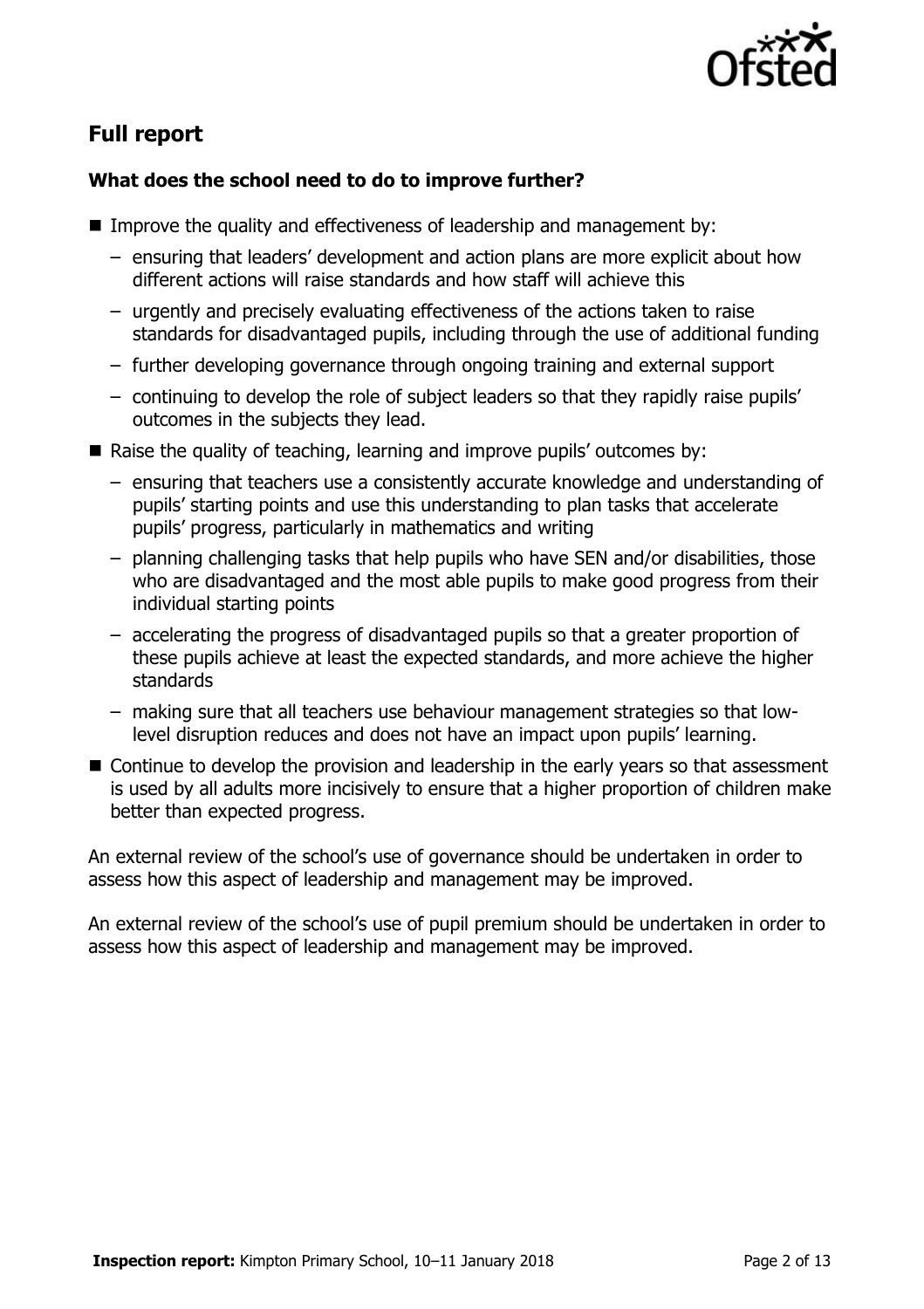## Full report

### What does the school need to do to improve further?

- Improve the quality and effectiveness of leadership and management by:
  - ensuring that leaders' development and action plans are more explicit about how different actions will raise standards and how staff will achieve this
  - urgently and precisely evaluating effectiveness of the actions taken to raise standards for disadvantaged pupils, including through the use of additional funding
  - further developing governance through ongoing training and external support
  - continuing to develop the role of subject leaders so that they rapidly raise pupils' outcomes in the subjects they lead.
- Raise the quality of teaching, learning and improve pupils' outcomes by:
  - ensuring that teachers use a consistently accurate knowledge and understanding of pupils' starting points and use this understanding to plan tasks that accelerate pupils' progress, particularly in mathematics and writing
  - planning challenging tasks that help pupils who have SEN and/or disabilities, those who are disadvantaged and the most able pupils to make good progress from their individual starting points
  - accelerating the progress of disadvantaged pupils so that a greater proportion of these pupils achieve at least the expected standards, and more achieve the higher standards
  - making sure that all teachers use behaviour management strategies so that low-level disruption reduces and does not have an impact upon pupils' learning.
- Continue to develop the provision and leadership in the early years so that assessment is used by all adults more incisively to ensure that a higher proportion of children make better than expected progress.

An external review of the school's use of governance should be undertaken in order to assess how this aspect of leadership and management may be improved.

An external review of the school's use of pupil premium should be undertaken in order to assess how this aspect of leadership and management may be improved.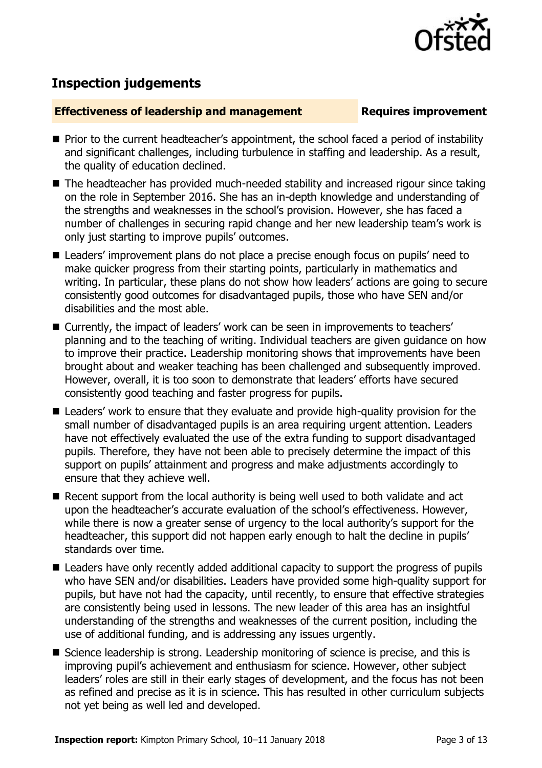## Inspection judgements

**Effectiveness of leadership and management** **Requires improvement**

- Prior to the current headteacher's appointment, the school faced a period of instability and significant challenges, including turbulence in staffing and leadership. As a result, the quality of education declined.
- The headteacher has provided much-needed stability and increased rigour since taking on the role in September 2016. She has an in-depth knowledge and understanding of the strengths and weaknesses in the school's provision. However, she has faced a number of challenges in securing rapid change and her new leadership team's work is only just starting to improve pupils' outcomes.
- Leaders' improvement plans do not place a precise enough focus on pupils' need to make quicker progress from their starting points, particularly in mathematics and writing. In particular, these plans do not show how leaders' actions are going to secure consistently good outcomes for disadvantaged pupils, those who have SEN and/or disabilities and the most able.
- Currently, the impact of leaders' work can be seen in improvements to teachers' planning and to the teaching of writing. Individual teachers are given guidance on how to improve their practice. Leadership monitoring shows that improvements have been brought about and weaker teaching has been challenged and subsequently improved. However, overall, it is too soon to demonstrate that leaders' efforts have secured consistently good teaching and faster progress for pupils.
- Leaders' work to ensure that they evaluate and provide high-quality provision for the small number of disadvantaged pupils is an area requiring urgent attention. Leaders have not effectively evaluated the use of the extra funding to support disadvantaged pupils. Therefore, they have not been able to precisely determine the impact of this support on pupils' attainment and progress and make adjustments accordingly to ensure that they achieve well.
- Recent support from the local authority is being well used to both validate and act upon the headteacher's accurate evaluation of the school's effectiveness. However, while there is now a greater sense of urgency to the local authority's support for the headteacher, this support did not happen early enough to halt the decline in pupils' standards over time.
- Leaders have only recently added additional capacity to support the progress of pupils who have SEN and/or disabilities. Leaders have provided some high-quality support for pupils, but have not had the capacity, until recently, to ensure that effective strategies are consistently being used in lessons. The new leader of this area has an insightful understanding of the strengths and weaknesses of the current position, including the use of additional funding, and is addressing any issues urgently.
- Science leadership is strong. Leadership monitoring of science is precise, and this is improving pupil's achievement and enthusiasm for science. However, other subject leaders' roles are still in their early stages of development, and the focus has not been as refined and precise as it is in science. This has resulted in other curriculum subjects not yet being as well led and developed.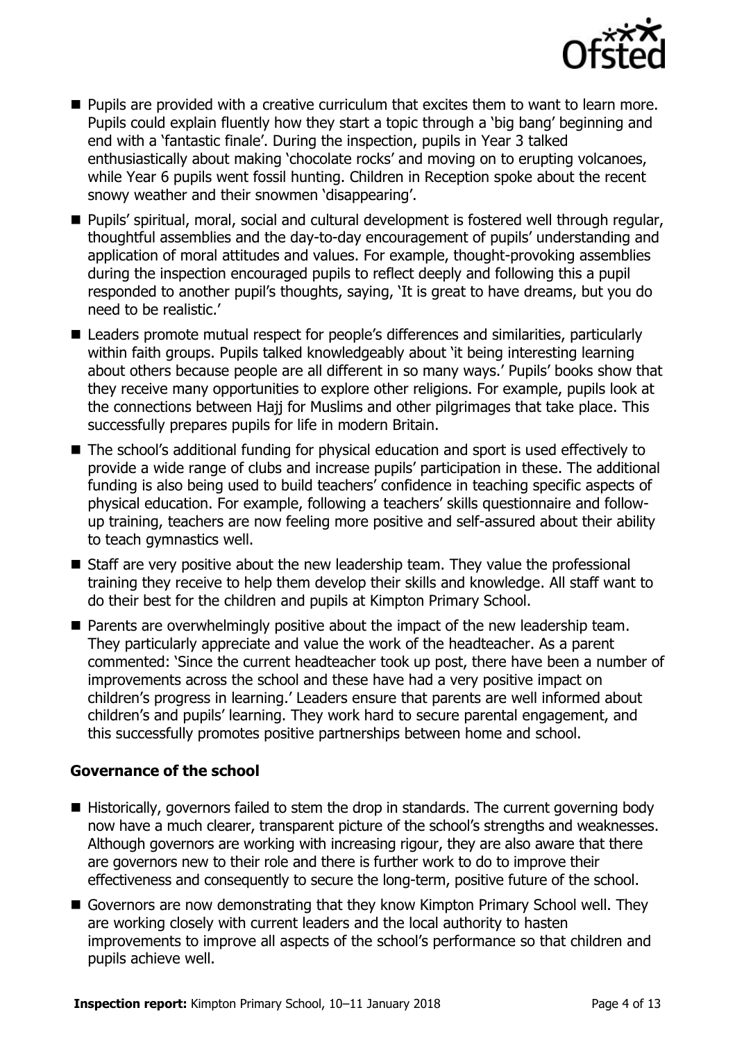- Pupils are provided with a creative curriculum that excites them to want to learn more. Pupils could explain fluently how they start a topic through a 'big bang' beginning and end with a 'fantastic finale'. During the inspection, pupils in Year 3 talked enthusiastically about making 'chocolate rocks' and moving on to erupting volcanoes, while Year 6 pupils went fossil hunting. Children in Reception spoke about the recent snowy weather and their snowmen 'disappearing'.
- Pupils' spiritual, moral, social and cultural development is fostered well through regular, thoughtful assemblies and the day-to-day encouragement of pupils' understanding and application of moral attitudes and values. For example, thought-provoking assemblies during the inspection encouraged pupils to reflect deeply and following this a pupil responded to another pupil's thoughts, saying, 'It is great to have dreams, but you do need to be realistic.'
- Leaders promote mutual respect for people's differences and similarities, particularly within faith groups. Pupils talked knowledgeably about 'it being interesting learning about others because people are all different in so many ways.' Pupils' books show that they receive many opportunities to explore other religions. For example, pupils look at the connections between Hajj for Muslims and other pilgrimages that take place. This successfully prepares pupils for life in modern Britain.
- The school's additional funding for physical education and sport is used effectively to provide a wide range of clubs and increase pupils' participation in these. The additional funding is also being used to build teachers' confidence in teaching specific aspects of physical education. For example, following a teachers' skills questionnaire and follow-up training, teachers are now feeling more positive and self-assured about their ability to teach gymnastics well.
- Staff are very positive about the new leadership team. They value the professional training they receive to help them develop their skills and knowledge. All staff want to do their best for the children and pupils at Kimpton Primary School.
- Parents are overwhelmingly positive about the impact of the new leadership team. They particularly appreciate and value the work of the headteacher. As a parent commented: 'Since the current headteacher took up post, there have been a number of improvements across the school and these have had a very positive impact on children's progress in learning.' Leaders ensure that parents are well informed about children's and pupils' learning. They work hard to secure parental engagement, and this successfully promotes positive partnerships between home and school.

### Governance of the school

- Historically, governors failed to stem the drop in standards. The current governing body now have a much clearer, transparent picture of the school's strengths and weaknesses. Although governors are working with increasing rigour, they are also aware that there are governors new to their role and there is further work to do to improve their effectiveness and consequently to secure the long-term, positive future of the school.
- Governors are now demonstrating that they know Kimpton Primary School well. They are working closely with current leaders and the local authority to hasten improvements to improve all aspects of the school's performance so that children and pupils achieve well.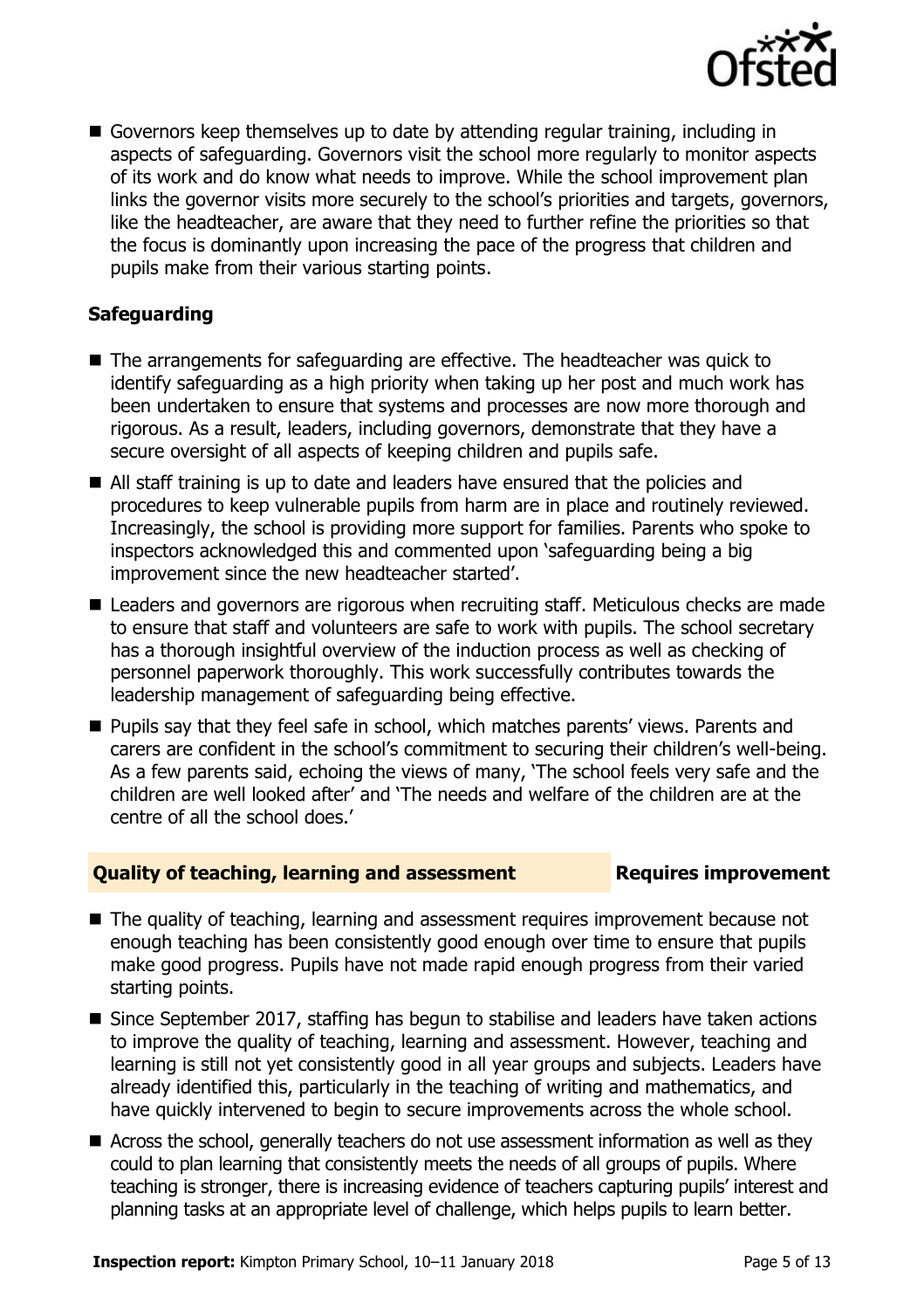- Governors keep themselves up to date by attending regular training, including in aspects of safeguarding. Governors visit the school more regularly to monitor aspects of its work and do know what needs to improve. While the school improvement plan links the governor visits more securely to the school's priorities and targets, governors, like the headteacher, are aware that they need to further refine the priorities so that the focus is dominantly upon increasing the pace of the progress that children and pupils make from their various starting points.

### Safeguarding

- The arrangements for safeguarding are effective. The headteacher was quick to identify safeguarding as a high priority when taking up her post and much work has been undertaken to ensure that systems and processes are now more thorough and rigorous. As a result, leaders, including governors, demonstrate that they have a secure oversight of all aspects of keeping children and pupils safe.
- All staff training is up to date and leaders have ensured that the policies and procedures to keep vulnerable pupils from harm are in place and routinely reviewed. Increasingly, the school is providing more support for families. Parents who spoke to inspectors acknowledged this and commented upon 'safeguarding being a big improvement since the new headteacher started'.
- Leaders and governors are rigorous when recruiting staff. Meticulous checks are made to ensure that staff and volunteers are safe to work with pupils. The school secretary has a thorough insightful overview of the induction process as well as checking of personnel paperwork thoroughly. This work successfully contributes towards the leadership management of safeguarding being effective.
- Pupils say that they feel safe in school, which matches parents' views. Parents and carers are confident in the school's commitment to securing their children's well-being. As a few parents said, echoing the views of many, 'The school feels very safe and the children are well looked after' and 'The needs and welfare of the children are at the centre of all the school does.'

## Quality of teaching, learning and assessment — Requires improvement

- The quality of teaching, learning and assessment requires improvement because not enough teaching has been consistently good enough over time to ensure that pupils make good progress. Pupils have not made rapid enough progress from their varied starting points.
- Since September 2017, staffing has begun to stabilise and leaders have taken actions to improve the quality of teaching, learning and assessment. However, teaching and learning is still not yet consistently good in all year groups and subjects. Leaders have already identified this, particularly in the teaching of writing and mathematics, and have quickly intervened to begin to secure improvements across the whole school.
- Across the school, generally teachers do not use assessment information as well as they could to plan learning that consistently meets the needs of all groups of pupils. Where teaching is stronger, there is increasing evidence of teachers capturing pupils' interest and planning tasks at an appropriate level of challenge, which helps pupils to learn better.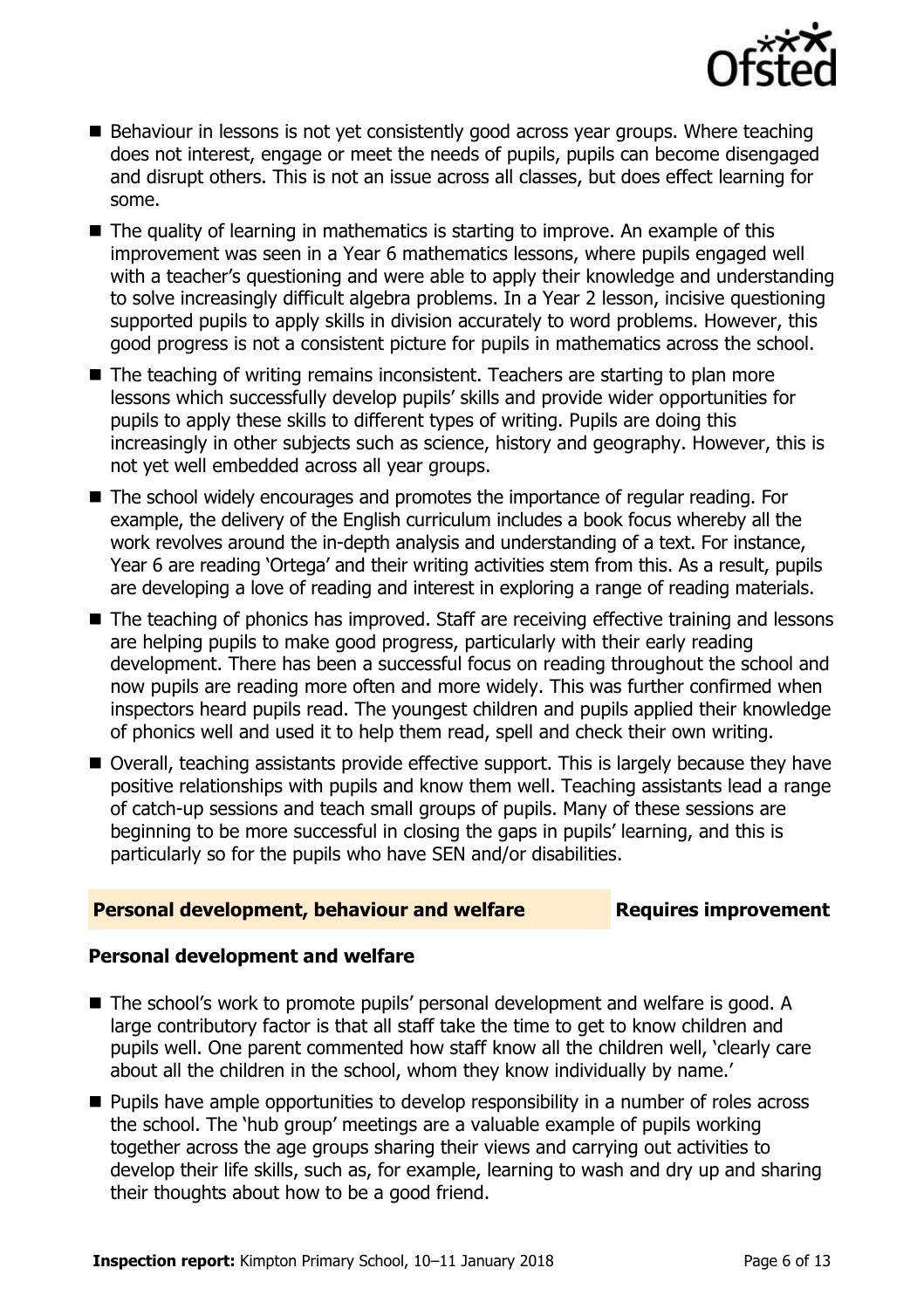- Behaviour in lessons is not yet consistently good across year groups. Where teaching does not interest, engage or meet the needs of pupils, pupils can become disengaged and disrupt others. This is not an issue across all classes, but does effect learning for some.
- The quality of learning in mathematics is starting to improve. An example of this improvement was seen in a Year 6 mathematics lessons, where pupils engaged well with a teacher's questioning and were able to apply their knowledge and understanding to solve increasingly difficult algebra problems. In a Year 2 lesson, incisive questioning supported pupils to apply skills in division accurately to word problems. However, this good progress is not a consistent picture for pupils in mathematics across the school.
- The teaching of writing remains inconsistent. Teachers are starting to plan more lessons which successfully develop pupils' skills and provide wider opportunities for pupils to apply these skills to different types of writing. Pupils are doing this increasingly in other subjects such as science, history and geography. However, this is not yet well embedded across all year groups.
- The school widely encourages and promotes the importance of regular reading. For example, the delivery of the English curriculum includes a book focus whereby all the work revolves around the in-depth analysis and understanding of a text. For instance, Year 6 are reading 'Ortega' and their writing activities stem from this. As a result, pupils are developing a love of reading and interest in exploring a range of reading materials.
- The teaching of phonics has improved. Staff are receiving effective training and lessons are helping pupils to make good progress, particularly with their early reading development. There has been a successful focus on reading throughout the school and now pupils are reading more often and more widely. This was further confirmed when inspectors heard pupils read. The youngest children and pupils applied their knowledge of phonics well and used it to help them read, spell and check their own writing.
- Overall, teaching assistants provide effective support. This is largely because they have positive relationships with pupils and know them well. Teaching assistants lead a range of catch-up sessions and teach small groups of pupils. Many of these sessions are beginning to be more successful in closing the gaps in pupils' learning, and this is particularly so for the pupils who have SEN and/or disabilities.

## Personal development, behaviour and welfare — Requires improvement

### Personal development and welfare

- The school's work to promote pupils' personal development and welfare is good. A large contributory factor is that all staff take the time to get to know children and pupils well. One parent commented how staff know all the children well, 'clearly care about all the children in the school, whom they know individually by name.'
- Pupils have ample opportunities to develop responsibility in a number of roles across the school. The 'hub group' meetings are a valuable example of pupils working together across the age groups sharing their views and carrying out activities to develop their life skills, such as, for example, learning to wash and dry up and sharing their thoughts about how to be a good friend.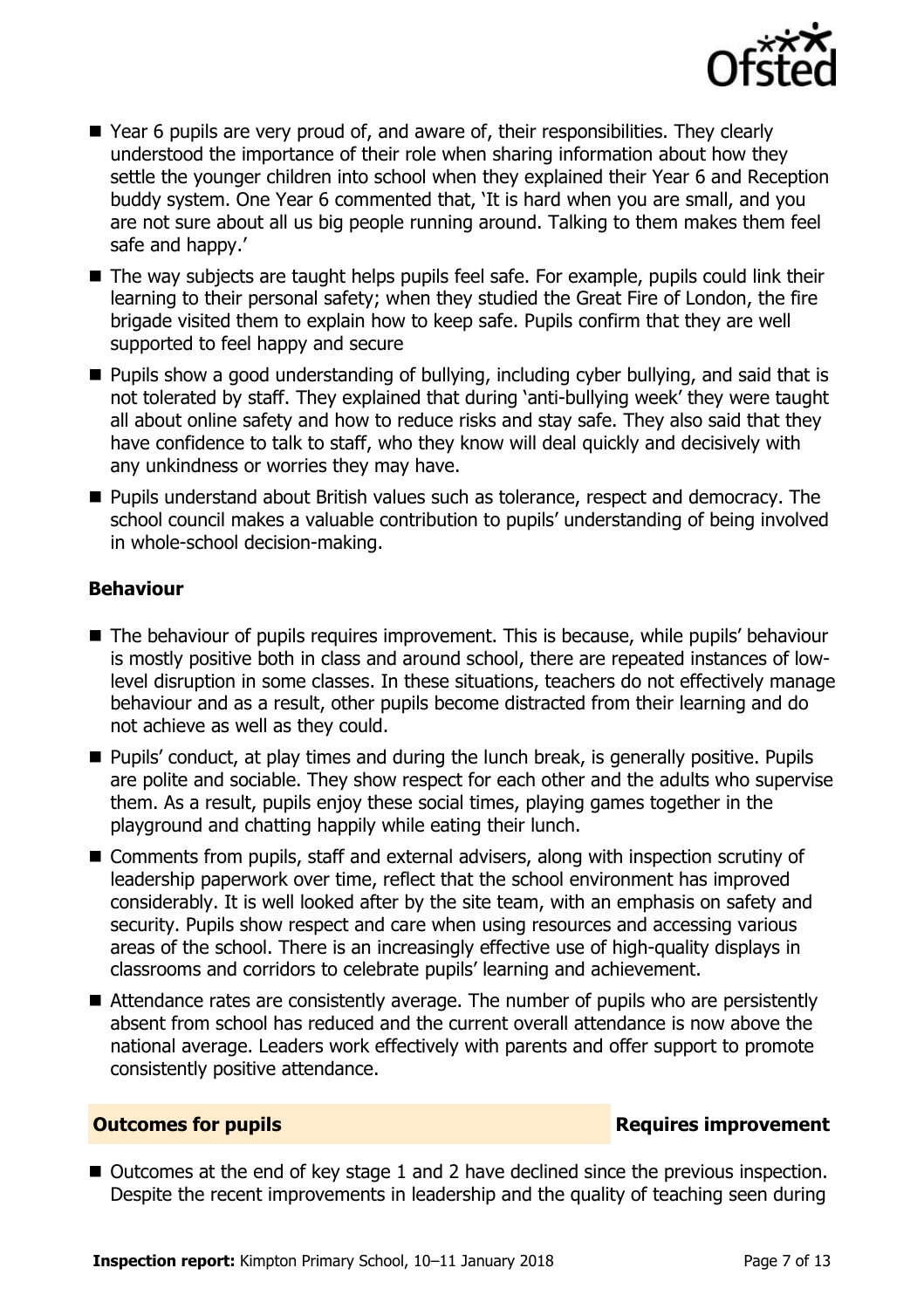- Year 6 pupils are very proud of, and aware of, their responsibilities. They clearly understood the importance of their role when sharing information about how they settle the younger children into school when they explained their Year 6 and Reception buddy system. One Year 6 commented that, 'It is hard when you are small, and you are not sure about all us big people running around. Talking to them makes them feel safe and happy.'
- The way subjects are taught helps pupils feel safe. For example, pupils could link their learning to their personal safety; when they studied the Great Fire of London, the fire brigade visited them to explain how to keep safe. Pupils confirm that they are well supported to feel happy and secure
- Pupils show a good understanding of bullying, including cyber bullying, and said that is not tolerated by staff. They explained that during 'anti-bullying week' they were taught all about online safety and how to reduce risks and stay safe. They also said that they have confidence to talk to staff, who they know will deal quickly and decisively with any unkindness or worries they may have.
- Pupils understand about British values such as tolerance, respect and democracy. The school council makes a valuable contribution to pupils' understanding of being involved in whole-school decision-making.

### Behaviour

- The behaviour of pupils requires improvement. This is because, while pupils' behaviour is mostly positive both in class and around school, there are repeated instances of low-level disruption in some classes. In these situations, teachers do not effectively manage behaviour and as a result, other pupils become distracted from their learning and do not achieve as well as they could.
- Pupils' conduct, at play times and during the lunch break, is generally positive. Pupils are polite and sociable. They show respect for each other and the adults who supervise them. As a result, pupils enjoy these social times, playing games together in the playground and chatting happily while eating their lunch.
- Comments from pupils, staff and external advisers, along with inspection scrutiny of leadership paperwork over time, reflect that the school environment has improved considerably. It is well looked after by the site team, with an emphasis on safety and security. Pupils show respect and care when using resources and accessing various areas of the school. There is an increasingly effective use of high-quality displays in classrooms and corridors to celebrate pupils' learning and achievement.
- Attendance rates are consistently average. The number of pupils who are persistently absent from school has reduced and the current overall attendance is now above the national average. Leaders work effectively with parents and offer support to promote consistently positive attendance.

## Outcomes for pupils — Requires improvement

- Outcomes at the end of key stage 1 and 2 have declined since the previous inspection. Despite the recent improvements in leadership and the quality of teaching seen during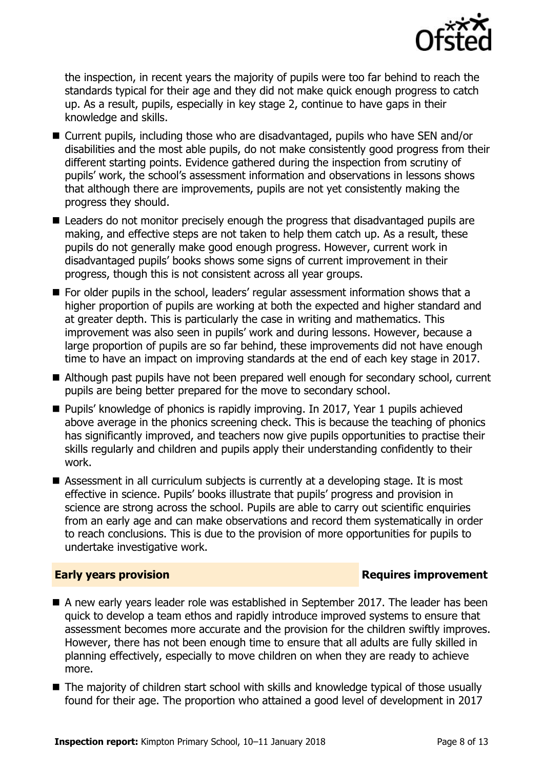the inspection, in recent years the majority of pupils were too far behind to reach the standards typical for their age and they did not make quick enough progress to catch up. As a result, pupils, especially in key stage 2, continue to have gaps in their knowledge and skills.

- Current pupils, including those who are disadvantaged, pupils who have SEN and/or disabilities and the most able pupils, do not make consistently good progress from their different starting points. Evidence gathered during the inspection from scrutiny of pupils' work, the school's assessment information and observations in lessons shows that although there are improvements, pupils are not yet consistently making the progress they should.
- Leaders do not monitor precisely enough the progress that disadvantaged pupils are making, and effective steps are not taken to help them catch up. As a result, these pupils do not generally make good enough progress. However, current work in disadvantaged pupils' books shows some signs of current improvement in their progress, though this is not consistent across all year groups.
- For older pupils in the school, leaders' regular assessment information shows that a higher proportion of pupils are working at both the expected and higher standard and at greater depth. This is particularly the case in writing and mathematics. This improvement was also seen in pupils' work and during lessons. However, because a large proportion of pupils are so far behind, these improvements did not have enough time to have an impact on improving standards at the end of each key stage in 2017.
- Although past pupils have not been prepared well enough for secondary school, current pupils are being better prepared for the move to secondary school.
- Pupils' knowledge of phonics is rapidly improving. In 2017, Year 1 pupils achieved above average in the phonics screening check. This is because the teaching of phonics has significantly improved, and teachers now give pupils opportunities to practise their skills regularly and children and pupils apply their understanding confidently to their work.
- Assessment in all curriculum subjects is currently at a developing stage. It is most effective in science. Pupils' books illustrate that pupils' progress and provision in science are strong across the school. Pupils are able to carry out scientific enquiries from an early age and can make observations and record them systematically in order to reach conclusions. This is due to the provision of more opportunities for pupils to undertake investigative work.

## Early years provision — Requires improvement

- A new early years leader role was established in September 2017. The leader has been quick to develop a team ethos and rapidly introduce improved systems to ensure that assessment becomes more accurate and the provision for the children swiftly improves. However, there has not been enough time to ensure that all adults are fully skilled in planning effectively, especially to move children on when they are ready to achieve more.
- The majority of children start school with skills and knowledge typical of those usually found for their age. The proportion who attained a good level of development in 2017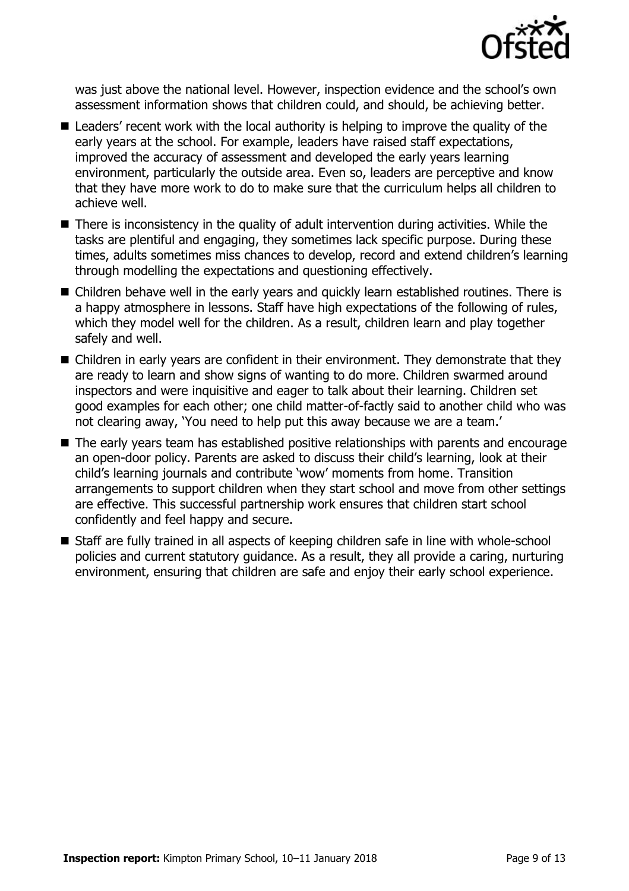was just above the national level. However, inspection evidence and the school's own assessment information shows that children could, and should, be achieving better.

- Leaders' recent work with the local authority is helping to improve the quality of the early years at the school. For example, leaders have raised staff expectations, improved the accuracy of assessment and developed the early years learning environment, particularly the outside area. Even so, leaders are perceptive and know that they have more work to do to make sure that the curriculum helps all children to achieve well.
- There is inconsistency in the quality of adult intervention during activities. While the tasks are plentiful and engaging, they sometimes lack specific purpose. During these times, adults sometimes miss chances to develop, record and extend children's learning through modelling the expectations and questioning effectively.
- Children behave well in the early years and quickly learn established routines. There is a happy atmosphere in lessons. Staff have high expectations of the following of rules, which they model well for the children. As a result, children learn and play together safely and well.
- Children in early years are confident in their environment. They demonstrate that they are ready to learn and show signs of wanting to do more. Children swarmed around inspectors and were inquisitive and eager to talk about their learning. Children set good examples for each other; one child matter-of-factly said to another child who was not clearing away, 'You need to help put this away because we are a team.'
- The early years team has established positive relationships with parents and encourage an open-door policy. Parents are asked to discuss their child's learning, look at their child's learning journals and contribute 'wow' moments from home. Transition arrangements to support children when they start school and move from other settings are effective. This successful partnership work ensures that children start school confidently and feel happy and secure.
- Staff are fully trained in all aspects of keeping children safe in line with whole-school policies and current statutory guidance. As a result, they all provide a caring, nurturing environment, ensuring that children are safe and enjoy their early school experience.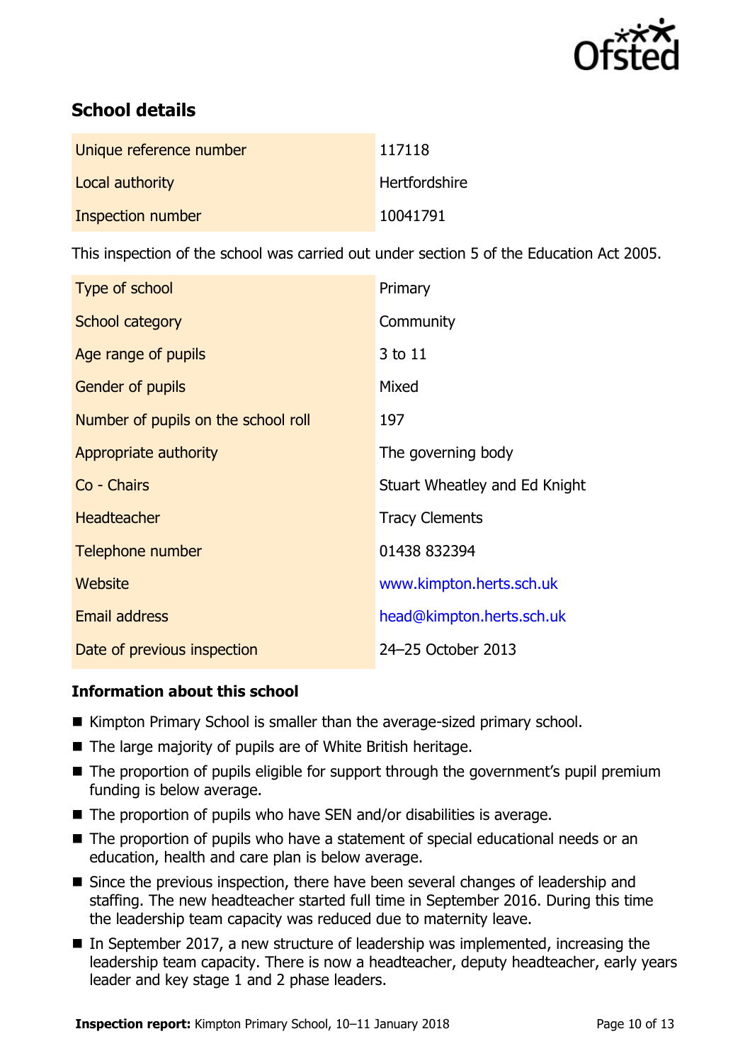## School details

| | |
|---|---|
| Unique reference number | 117118 |
| Local authority | Hertfordshire |
| Inspection number | 10041791 |

This inspection of the school was carried out under section 5 of the Education Act 2005.

| | |
|---|---|
| Type of school | Primary |
| School category | Community |
| Age range of pupils | 3 to 11 |
| Gender of pupils | Mixed |
| Number of pupils on the school roll | 197 |
| Appropriate authority | The governing body |
| Co - Chairs | Stuart Wheatley and Ed Knight |
| Headteacher | Tracy Clements |
| Telephone number | 01438 832394 |
| Website | www.kimpton.herts.sch.uk |
| Email address | head@kimpton.herts.sch.uk |
| Date of previous inspection | 24–25 October 2013 |

### Information about this school

- Kimpton Primary School is smaller than the average-sized primary school.
- The large majority of pupils are of White British heritage.
- The proportion of pupils eligible for support through the government's pupil premium funding is below average.
- The proportion of pupils who have SEN and/or disabilities is average.
- The proportion of pupils who have a statement of special educational needs or an education, health and care plan is below average.
- Since the previous inspection, there have been several changes of leadership and staffing. The new headteacher started full time in September 2016. During this time the leadership team capacity was reduced due to maternity leave.
- In September 2017, a new structure of leadership was implemented, increasing the leadership team capacity. There is now a headteacher, deputy headteacher, early years leader and key stage 1 and 2 phase leaders.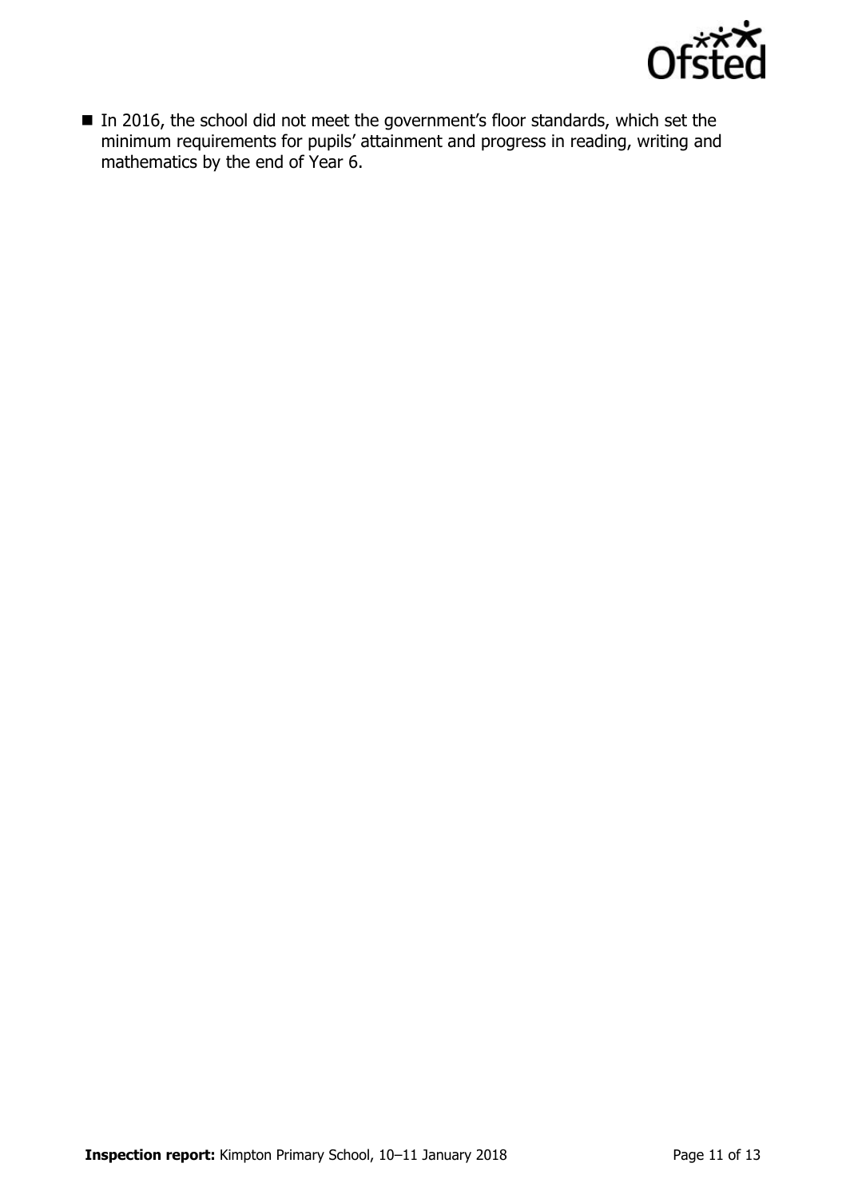- In 2016, the school did not meet the government's floor standards, which set the minimum requirements for pupils' attainment and progress in reading, writing and mathematics by the end of Year 6.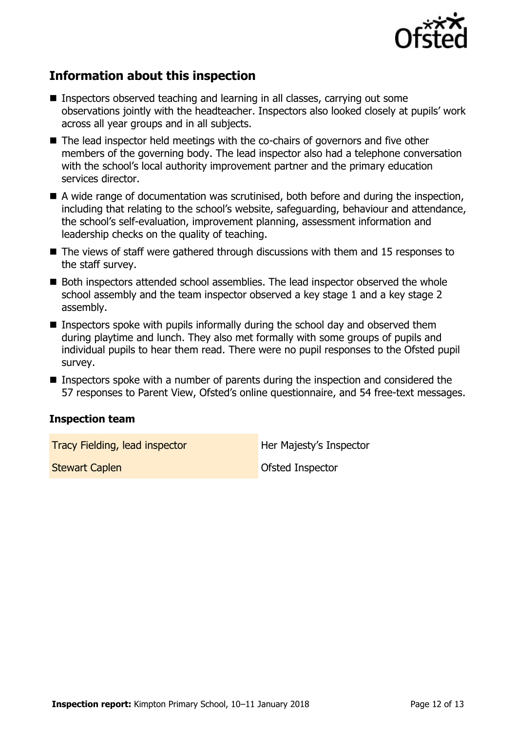## Information about this inspection

- Inspectors observed teaching and learning in all classes, carrying out some observations jointly with the headteacher. Inspectors also looked closely at pupils' work across all year groups and in all subjects.
- The lead inspector held meetings with the co-chairs of governors and five other members of the governing body. The lead inspector also had a telephone conversation with the school's local authority improvement partner and the primary education services director.
- A wide range of documentation was scrutinised, both before and during the inspection, including that relating to the school's website, safeguarding, behaviour and attendance, the school's self-evaluation, improvement planning, assessment information and leadership checks on the quality of teaching.
- The views of staff were gathered through discussions with them and 15 responses to the staff survey.
- Both inspectors attended school assemblies. The lead inspector observed the whole school assembly and the team inspector observed a key stage 1 and a key stage 2 assembly.
- Inspectors spoke with pupils informally during the school day and observed them during playtime and lunch. They also met formally with some groups of pupils and individual pupils to hear them read. There were no pupil responses to the Ofsted pupil survey.
- Inspectors spoke with a number of parents during the inspection and considered the 57 responses to Parent View, Ofsted's online questionnaire, and 54 free-text messages.

### Inspection team

| | |
|---|---|
| Tracy Fielding, lead inspector | Her Majesty's Inspector |
| Stewart Caplen | Ofsted Inspector |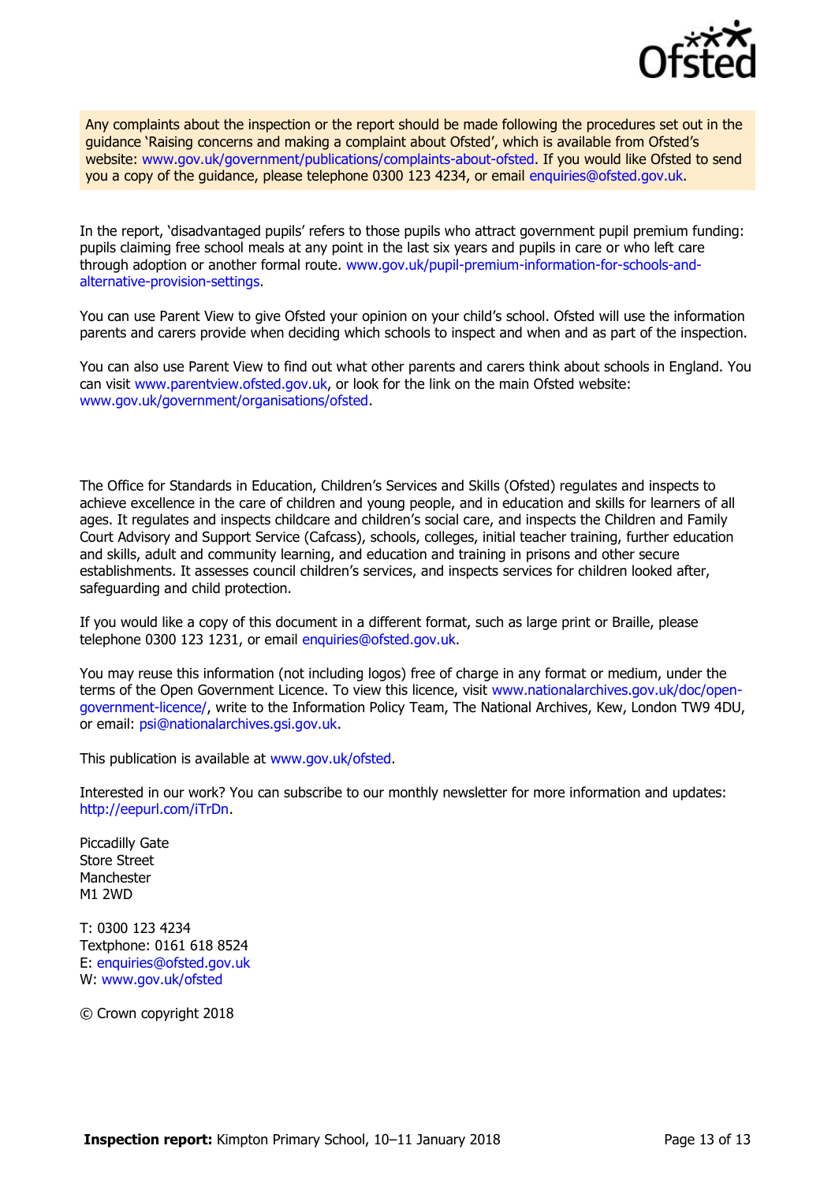Any complaints about the inspection or the report should be made following the procedures set out in the guidance 'Raising concerns and making a complaint about Ofsted', which is available from Ofsted's website: www.gov.uk/government/publications/complaints-about-ofsted. If you would like Ofsted to send you a copy of the guidance, please telephone 0300 123 4234, or email enquiries@ofsted.gov.uk.

In the report, 'disadvantaged pupils' refers to those pupils who attract government pupil premium funding: pupils claiming free school meals at any point in the last six years and pupils in care or who left care through adoption or another formal route. www.gov.uk/pupil-premium-information-for-schools-and-alternative-provision-settings.

You can use Parent View to give Ofsted your opinion on your child's school. Ofsted will use the information parents and carers provide when deciding which schools to inspect and when and as part of the inspection.

You can also use Parent View to find out what other parents and carers think about schools in England. You can visit www.parentview.ofsted.gov.uk, or look for the link on the main Ofsted website: www.gov.uk/government/organisations/ofsted.

The Office for Standards in Education, Children's Services and Skills (Ofsted) regulates and inspects to achieve excellence in the care of children and young people, and in education and skills for learners of all ages. It regulates and inspects childcare and children's social care, and inspects the Children and Family Court Advisory and Support Service (Cafcass), schools, colleges, initial teacher training, further education and skills, adult and community learning, and education and training in prisons and other secure establishments. It assesses council children's services, and inspects services for children looked after, safeguarding and child protection.

If you would like a copy of this document in a different format, such as large print or Braille, please telephone 0300 123 1231, or email enquiries@ofsted.gov.uk.

You may reuse this information (not including logos) free of charge in any format or medium, under the terms of the Open Government Licence. To view this licence, visit www.nationalarchives.gov.uk/doc/open-government-licence/, write to the Information Policy Team, The National Archives, Kew, London TW9 4DU, or email: psi@nationalarchives.gsi.gov.uk.

This publication is available at www.gov.uk/ofsted.

Interested in our work? You can subscribe to our monthly newsletter for more information and updates: http://eepurl.com/iTrDn.

Piccadilly Gate
Store Street
Manchester
M1 2WD

T: 0300 123 4234
Textphone: 0161 618 8524
E: enquiries@ofsted.gov.uk
W: www.gov.uk/ofsted

© Crown copyright 2018